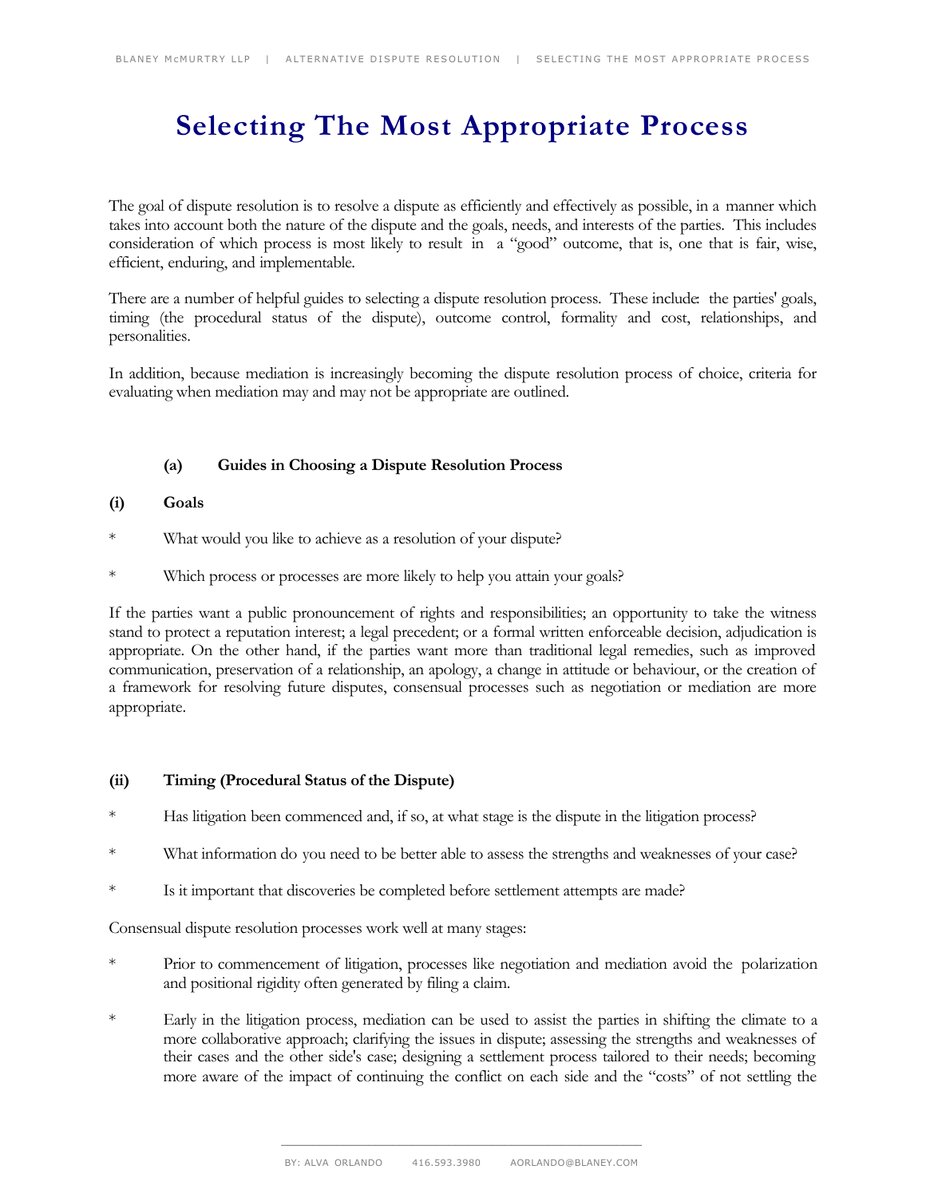# Selecting The Most Appropriate Process

The goal of dispute resolution is to resolve a dispute as efficiently and effectively as possible, in a manner which takes into account both the nature of the dispute and the goals, needs, and interests of the parties. This includes consideration of which process is most likely to result in a "good" outcome, that is, one that is fair, wise, efficient, enduring, and implementable.

There are a number of helpful guides to selecting a dispute resolution process. These include: the parties' goals, timing (the procedural status of the dispute), outcome control, formality and cost, relationships, and personalities.

In addition, because mediation is increasingly becoming the dispute resolution process of choice, criteria for evaluating when mediation may and may not be appropriate are outlined.

### (a) Guides in Choosing a Dispute Resolution Process

#### (i) Goals

* What would you like to achieve as a resolution of your dispute?

* Which process or processes are more likely to help you attain your goals?

If the parties want a public pronouncement of rights and responsibilities; an opportunity to take the witness stand to protect a reputation interest; a legal precedent; or a formal written enforceable decision, adjudication is appropriate. On the other hand, if the parties want more than traditional legal remedies, such as improved communication, preservation of a relationship, an apology, a change in attitude or behaviour, or the creation of a framework for resolving future disputes, consensual processes such as negotiation or mediation are more appropriate.

#### (ii) Timing (Procedural Status of the Dispute)

* Has litigation been commenced and, if so, at what stage is the dispute in the litigation process?

* What information do you need to be better able to assess the strengths and weaknesses of your case?

* Is it important that discoveries be completed before settlement attempts are made?

Consensual dispute resolution processes work well at many stages:

* Prior to commencement of litigation, processes like negotiation and mediation avoid the polarization and positional rigidity often generated by filing a claim.

* Early in the litigation process, mediation can be used to assist the parties in shifting the climate to a more collaborative approach; clarifying the issues in dispute; assessing the strengths and weaknesses of their cases and the other side's case; designing a settlement process tailored to their needs; becoming more aware of the impact of continuing the conflict on each side and the "costs" of not settling the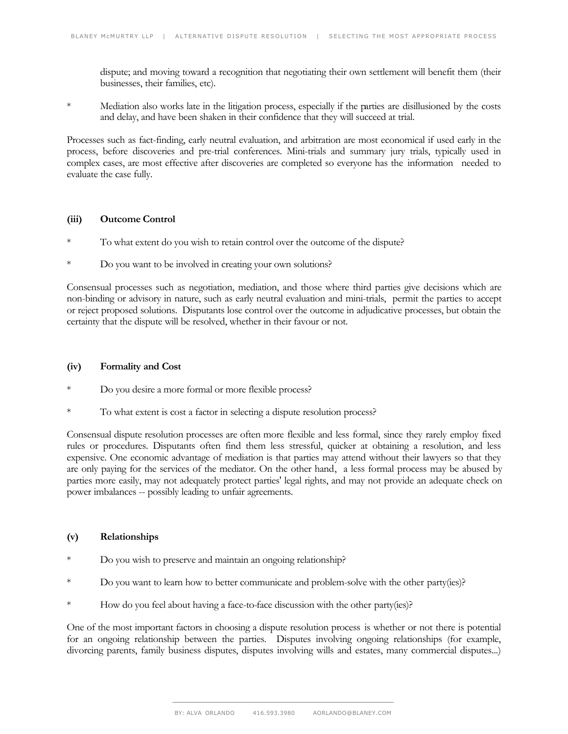dispute; and moving toward a recognition that negotiating their own settlement will benefit them (their businesses, their families, etc).

* Mediation also works late in the litigation process, especially if the parties are disillusioned by the costs and delay, and have been shaken in their confidence that they will succeed at trial.

Processes such as fact-finding, early neutral evaluation, and arbitration are most economical if used early in the process, before discoveries and pre-trial conferences. Mini-trials and summary jury trials, typically used in complex cases, are most effective after discoveries are completed so everyone has the information needed to evaluate the case fully.

**(iii) Outcome Control**

* To what extent do you wish to retain control over the outcome of the dispute?

* Do you want to be involved in creating your own solutions?

Consensual processes such as negotiation, mediation, and those where third parties give decisions which are non-binding or advisory in nature, such as early neutral evaluation and mini-trials, permit the parties to accept or reject proposed solutions. Disputants lose control over the outcome in adjudicative processes, but obtain the certainty that the dispute will be resolved, whether in their favour or not.

**(iv) Formality and Cost**

* Do you desire a more formal or more flexible process?

* To what extent is cost a factor in selecting a dispute resolution process?

Consensual dispute resolution processes are often more flexible and less formal, since they rarely employ fixed rules or procedures. Disputants often find them less stressful, quicker at obtaining a resolution, and less expensive. One economic advantage of mediation is that parties may attend without their lawyers so that they are only paying for the services of the mediator. On the other hand, a less formal process may be abused by parties more easily, may not adequately protect parties' legal rights, and may not provide an adequate check on power imbalances -- possibly leading to unfair agreements.

**(v) Relationships**

* Do you wish to preserve and maintain an ongoing relationship?

* Do you want to learn how to better communicate and problem-solve with the other party(ies)?

* How do you feel about having a face-to-face discussion with the other party(ies)?

One of the most important factors in choosing a dispute resolution process is whether or not there is potential for an ongoing relationship between the parties. Disputes involving ongoing relationships (for example, divorcing parents, family business disputes, disputes involving wills and estates, many commercial disputes...)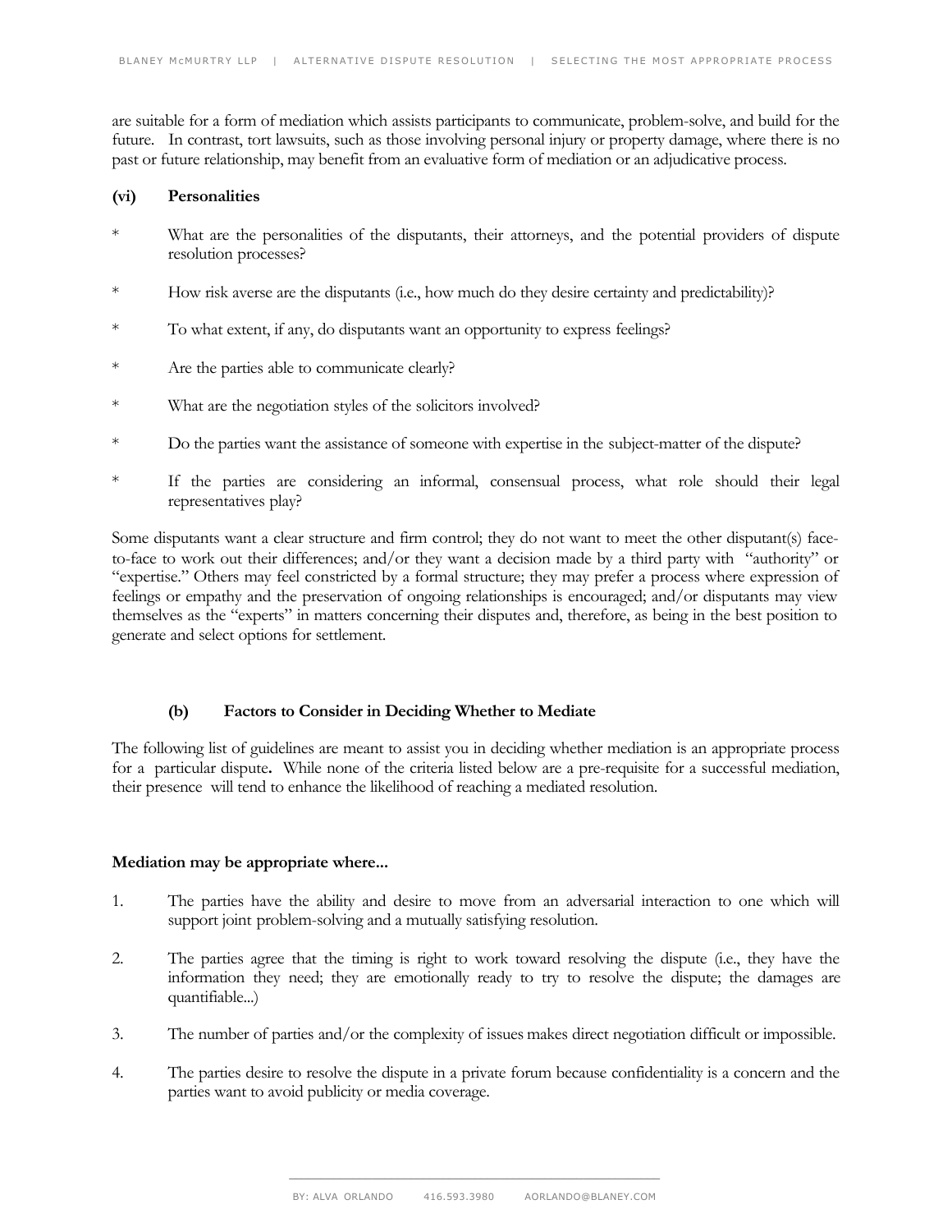are suitable for a form of mediation which assists participants to communicate, problem-solve, and build for the future. In contrast, tort lawsuits, such as those involving personal injury or property damage, where there is no past or future relationship, may benefit from an evaluative form of mediation or an adjudicative process.

**(vi) Personalities**

* What are the personalities of the disputants, their attorneys, and the potential providers of dispute resolution processes?

* How risk averse are the disputants (i.e., how much do they desire certainty and predictability)?

* To what extent, if any, do disputants want an opportunity to express feelings?

* Are the parties able to communicate clearly?

* What are the negotiation styles of the solicitors involved?

* Do the parties want the assistance of someone with expertise in the subject-matter of the dispute?

* If the parties are considering an informal, consensual process, what role should their legal representatives play?

Some disputants want a clear structure and firm control; they do not want to meet the other disputant(s) face-to-face to work out their differences; and/or they want a decision made by a third party with "authority" or "expertise." Others may feel constricted by a formal structure; they may prefer a process where expression of feelings or empathy and the preservation of ongoing relationships is encouraged; and/or disputants may view themselves as the "experts" in matters concerning their disputes and, therefore, as being in the best position to generate and select options for settlement.

### (b) Factors to Consider in Deciding Whether to Mediate

The following list of guidelines are meant to assist you in deciding whether mediation is an appropriate process for a particular dispute**.** While none of the criteria listed below are a pre-requisite for a successful mediation, their presence will tend to enhance the likelihood of reaching a mediated resolution.

**Mediation may be appropriate where...**

1. The parties have the ability and desire to move from an adversarial interaction to one which will support joint problem-solving and a mutually satisfying resolution.

2. The parties agree that the timing is right to work toward resolving the dispute (i.e., they have the information they need; they are emotionally ready to try to resolve the dispute; the damages are quantifiable...)

3. The number of parties and/or the complexity of issues makes direct negotiation difficult or impossible.

4. The parties desire to resolve the dispute in a private forum because confidentiality is a concern and the parties want to avoid publicity or media coverage.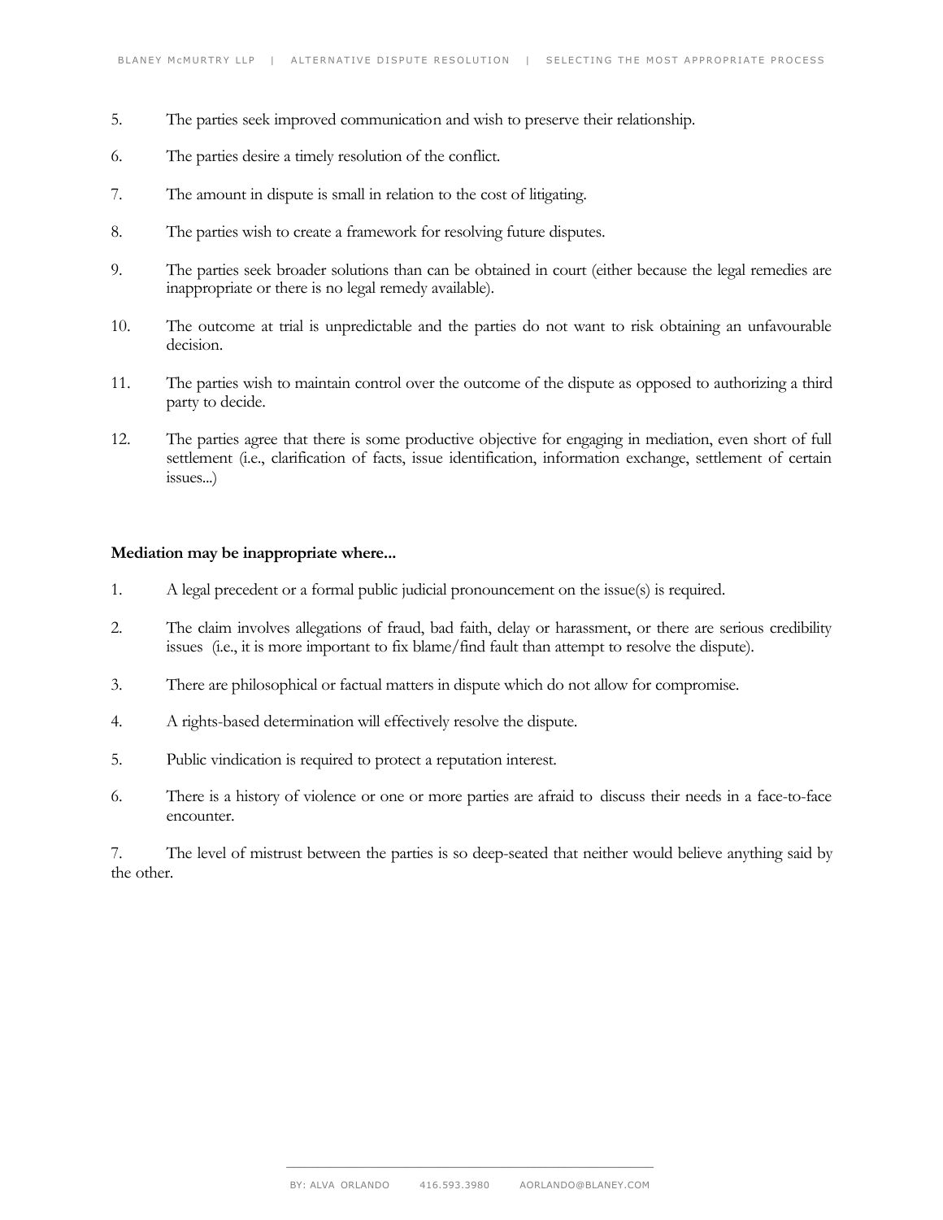5. The parties seek improved communication and wish to preserve their relationship.

6. The parties desire a timely resolution of the conflict.

7. The amount in dispute is small in relation to the cost of litigating.

8. The parties wish to create a framework for resolving future disputes.

9. The parties seek broader solutions than can be obtained in court (either because the legal remedies are inappropriate or there is no legal remedy available).

10. The outcome at trial is unpredictable and the parties do not want to risk obtaining an unfavourable decision.

11. The parties wish to maintain control over the outcome of the dispute as opposed to authorizing a third party to decide.

12. The parties agree that there is some productive objective for engaging in mediation, even short of full settlement (i.e., clarification of facts, issue identification, information exchange, settlement of certain issues...)

**Mediation may be inappropriate where...**

1. A legal precedent or a formal public judicial pronouncement on the issue(s) is required.

2. The claim involves allegations of fraud, bad faith, delay or harassment, or there are serious credibility issues (i.e., it is more important to fix blame/find fault than attempt to resolve the dispute).

3. There are philosophical or factual matters in dispute which do not allow for compromise.

4. A rights-based determination will effectively resolve the dispute.

5. Public vindication is required to protect a reputation interest.

6. There is a history of violence or one or more parties are afraid to discuss their needs in a face-to-face encounter.

7. The level of mistrust between the parties is so deep-seated that neither would believe anything said by the other.